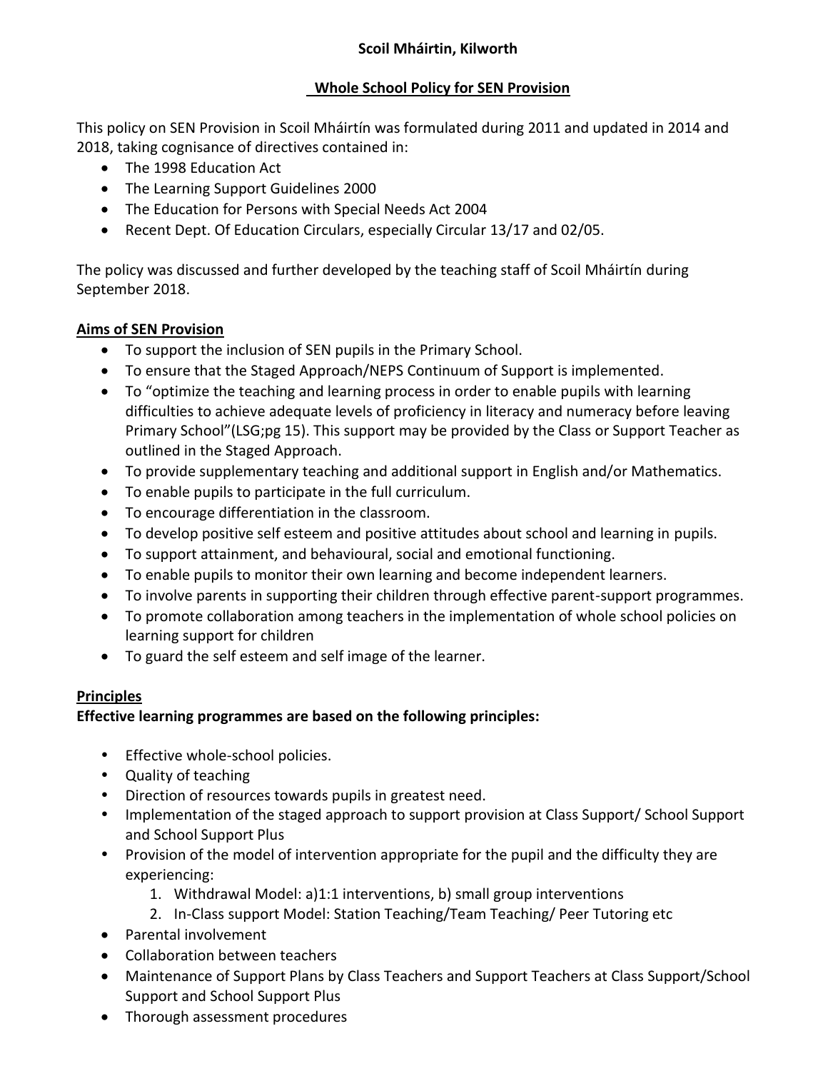**Scoil Mháirtin, Kilworth**

**Whole School Policy for SEN Provision**

This policy on SEN Provision in Scoil Mháirtín was formulated during 2011 and updated in 2014 and 2018, taking cognisance of directives contained in:

- The 1998 Education Act
- The Learning Support Guidelines 2000
- The Education for Persons with Special Needs Act 2004
- Recent Dept. Of Education Circulars, especially Circular 13/17 and 02/05.

The policy was discussed and further developed by the teaching staff of Scoil Mháirtín during September 2018.

## Aims of SEN Provision

- To support the inclusion of SEN pupils in the Primary School.
- To ensure that the Staged Approach/NEPS Continuum of Support is implemented.
- To "optimize the teaching and learning process in order to enable pupils with learning difficulties to achieve adequate levels of proficiency in literacy and numeracy before leaving Primary School"(LSG;pg 15). This support may be provided by the Class or Support Teacher as outlined in the Staged Approach.
- To provide supplementary teaching and additional support in English and/or Mathematics.
- To enable pupils to participate in the full curriculum.
- To encourage differentiation in the classroom.
- To develop positive self esteem and positive attitudes about school and learning in pupils.
- To support attainment, and behavioural, social and emotional functioning.
- To enable pupils to monitor their own learning and become independent learners.
- To involve parents in supporting their children through effective parent-support programmes.
- To promote collaboration among teachers in the implementation of whole school policies on learning support for children
- To guard the self esteem and self image of the learner.

## Principles

**Effective learning programmes are based on the following principles:**

- Effective whole-school policies.
- Quality of teaching
- Direction of resources towards pupils in greatest need.
- Implementation of the staged approach to support provision at Class Support/ School Support and School Support Plus
- Provision of the model of intervention appropriate for the pupil and the difficulty they are experiencing:
    1. Withdrawal Model: a)1:1 interventions, b) small group interventions
    2. In-Class support Model: Station Teaching/Team Teaching/ Peer Tutoring etc
- Parental involvement
- Collaboration between teachers
- Maintenance of Support Plans by Class Teachers and Support Teachers at Class Support/School Support and School Support Plus
- Thorough assessment procedures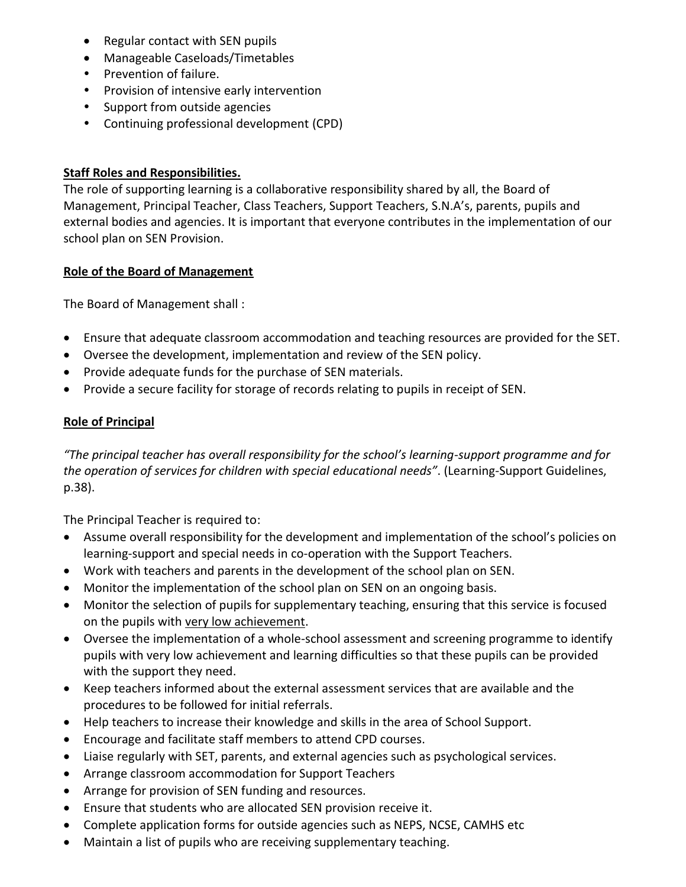- Regular contact with SEN pupils
- Manageable Caseloads/Timetables
- Prevention of failure.
- Provision of intensive early intervention
- Support from outside agencies
- Continuing professional development (CPD)

**Staff Roles and Responsibilities.**

The role of supporting learning is a collaborative responsibility shared by all, the Board of Management, Principal Teacher, Class Teachers, Support Teachers, S.N.A's, parents, pupils and external bodies and agencies. It is important that everyone contributes in the implementation of our school plan on SEN Provision.

**Role of the Board of Management**

The Board of Management shall :

- Ensure that adequate classroom accommodation and teaching resources are provided for the SET.
- Oversee the development, implementation and review of the SEN policy.
- Provide adequate funds for the purchase of SEN materials.
- Provide a secure facility for storage of records relating to pupils in receipt of SEN.

**Role of Principal**

*"The principal teacher has overall responsibility for the school's learning-support programme and for the operation of services for children with special educational needs"*. (Learning-Support Guidelines, p.38).

The Principal Teacher is required to:

- Assume overall responsibility for the development and implementation of the school's policies on learning-support and special needs in co-operation with the Support Teachers.
- Work with teachers and parents in the development of the school plan on SEN.
- Monitor the implementation of the school plan on SEN on an ongoing basis.
- Monitor the selection of pupils for supplementary teaching, ensuring that this service is focused on the pupils with very low achievement.
- Oversee the implementation of a whole-school assessment and screening programme to identify pupils with very low achievement and learning difficulties so that these pupils can be provided with the support they need.
- Keep teachers informed about the external assessment services that are available and the procedures to be followed for initial referrals.
- Help teachers to increase their knowledge and skills in the area of School Support.
- Encourage and facilitate staff members to attend CPD courses.
- Liaise regularly with SET, parents, and external agencies such as psychological services.
- Arrange classroom accommodation for Support Teachers
- Arrange for provision of SEN funding and resources.
- Ensure that students who are allocated SEN provision receive it.
- Complete application forms for outside agencies such as NEPS, NCSE, CAMHS etc
- Maintain a list of pupils who are receiving supplementary teaching.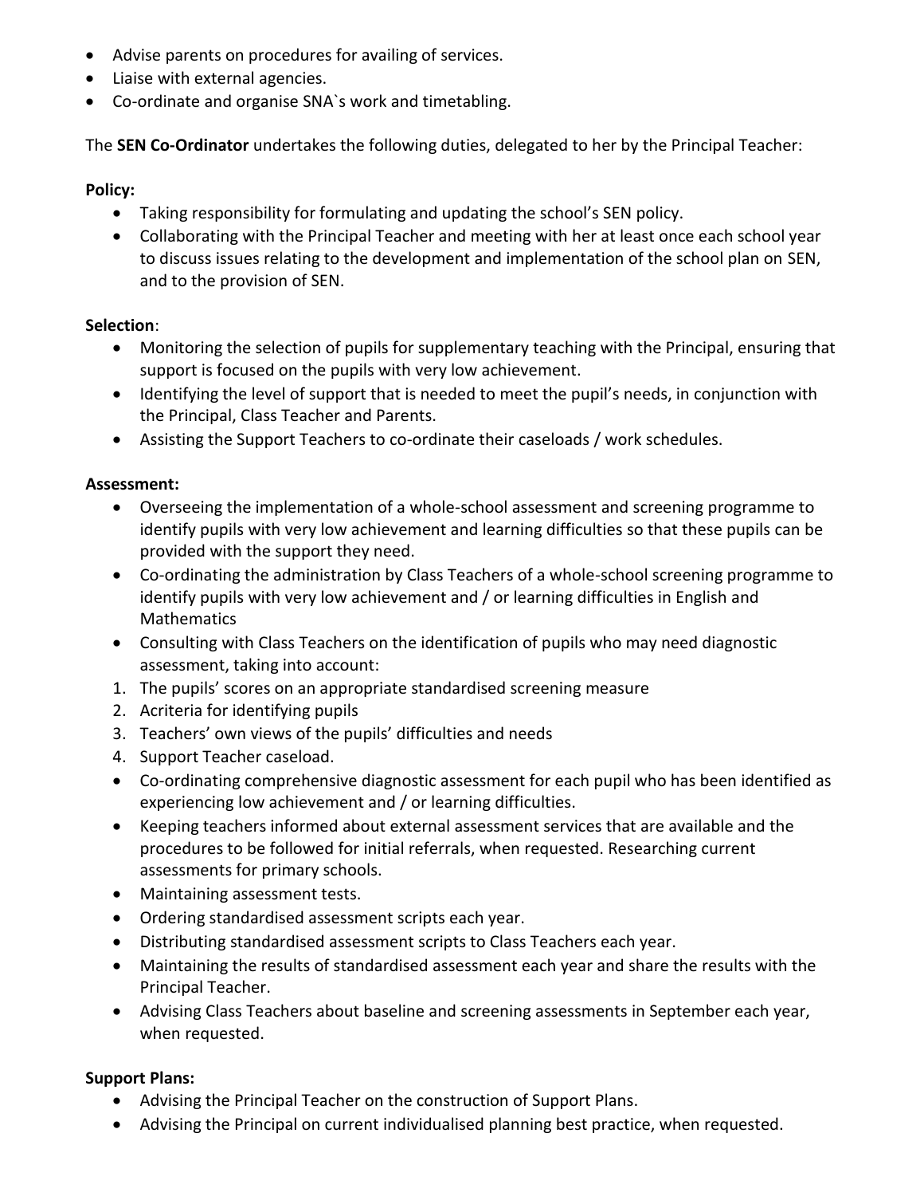- Advise parents on procedures for availing of services.
- Liaise with external agencies.
- Co-ordinate and organise SNA`s work and timetabling.

The **SEN Co-Ordinator** undertakes the following duties, delegated to her by the Principal Teacher:

**Policy:**

- Taking responsibility for formulating and updating the school's SEN policy.
- Collaborating with the Principal Teacher and meeting with her at least once each school year to discuss issues relating to the development and implementation of the school plan on SEN, and to the provision of SEN.

**Selection**:

- Monitoring the selection of pupils for supplementary teaching with the Principal, ensuring that support is focused on the pupils with very low achievement.
- Identifying the level of support that is needed to meet the pupil's needs, in conjunction with the Principal, Class Teacher and Parents.
- Assisting the Support Teachers to co-ordinate their caseloads / work schedules.

**Assessment:**

- Overseeing the implementation of a whole-school assessment and screening programme to identify pupils with very low achievement and learning difficulties so that these pupils can be provided with the support they need.
- Co-ordinating the administration by Class Teachers of a whole-school screening programme to identify pupils with very low achievement and / or learning difficulties in English and Mathematics
- Consulting with Class Teachers on the identification of pupils who may need diagnostic assessment, taking into account:

1. The pupils' scores on an appropriate standardised screening measure
2. Acriteria for identifying pupils
3. Teachers' own views of the pupils' difficulties and needs
4. Support Teacher caseload.

- Co-ordinating comprehensive diagnostic assessment for each pupil who has been identified as experiencing low achievement and / or learning difficulties.
- Keeping teachers informed about external assessment services that are available and the procedures to be followed for initial referrals, when requested. Researching current assessments for primary schools.
- Maintaining assessment tests.
- Ordering standardised assessment scripts each year.
- Distributing standardised assessment scripts to Class Teachers each year.
- Maintaining the results of standardised assessment each year and share the results with the Principal Teacher.
- Advising Class Teachers about baseline and screening assessments in September each year, when requested.

**Support Plans:**

- Advising the Principal Teacher on the construction of Support Plans.
- Advising the Principal on current individualised planning best practice, when requested.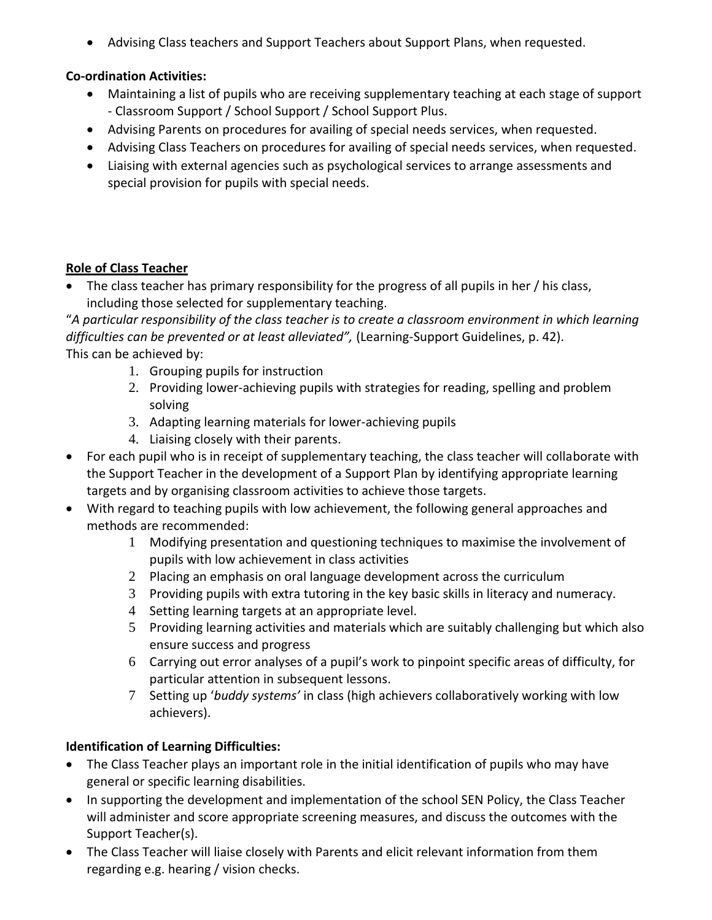- Advising Class teachers and Support Teachers about Support Plans, when requested.

**Co-ordination Activities:**

- Maintaining a list of pupils who are receiving supplementary teaching at each stage of support - Classroom Support / School Support / School Support Plus.
- Advising Parents on procedures for availing of special needs services, when requested.
- Advising Class Teachers on procedures for availing of special needs services, when requested.
- Liaising with external agencies such as psychological services to arrange assessments and special provision for pupils with special needs.

## Role of Class Teacher

- The class teacher has primary responsibility for the progress of all pupils in her / his class, including those selected for supplementary teaching.

"*A particular responsibility of the class teacher is to create a classroom environment in which learning difficulties can be prevented or at least alleviated",* (Learning-Support Guidelines, p. 42).
This can be achieved by:

1. Grouping pupils for instruction
2. Providing lower-achieving pupils with strategies for reading, spelling and problem solving
3. Adapting learning materials for lower-achieving pupils
4. Liaising closely with their parents.

- For each pupil who is in receipt of supplementary teaching, the class teacher will collaborate with the Support Teacher in the development of a Support Plan by identifying appropriate learning targets and by organising classroom activities to achieve those targets.
- With regard to teaching pupils with low achievement, the following general approaches and methods are recommended:
  1. Modifying presentation and questioning techniques to maximise the involvement of pupils with low achievement in class activities
  2. Placing an emphasis on oral language development across the curriculum
  3. Providing pupils with extra tutoring in the key basic skills in literacy and numeracy.
  4. Setting learning targets at an appropriate level.
  5. Providing learning activities and materials which are suitably challenging but which also ensure success and progress
  6. Carrying out error analyses of a pupil's work to pinpoint specific areas of difficulty, for particular attention in subsequent lessons.
  7. Setting up '*buddy systems'* in class (high achievers collaboratively working with low achievers).

**Identification of Learning Difficulties:**

- The Class Teacher plays an important role in the initial identification of pupils who may have general or specific learning disabilities.
- In supporting the development and implementation of the school SEN Policy, the Class Teacher will administer and score appropriate screening measures, and discuss the outcomes with the Support Teacher(s).
- The Class Teacher will liaise closely with Parents and elicit relevant information from them regarding e.g. hearing / vision checks.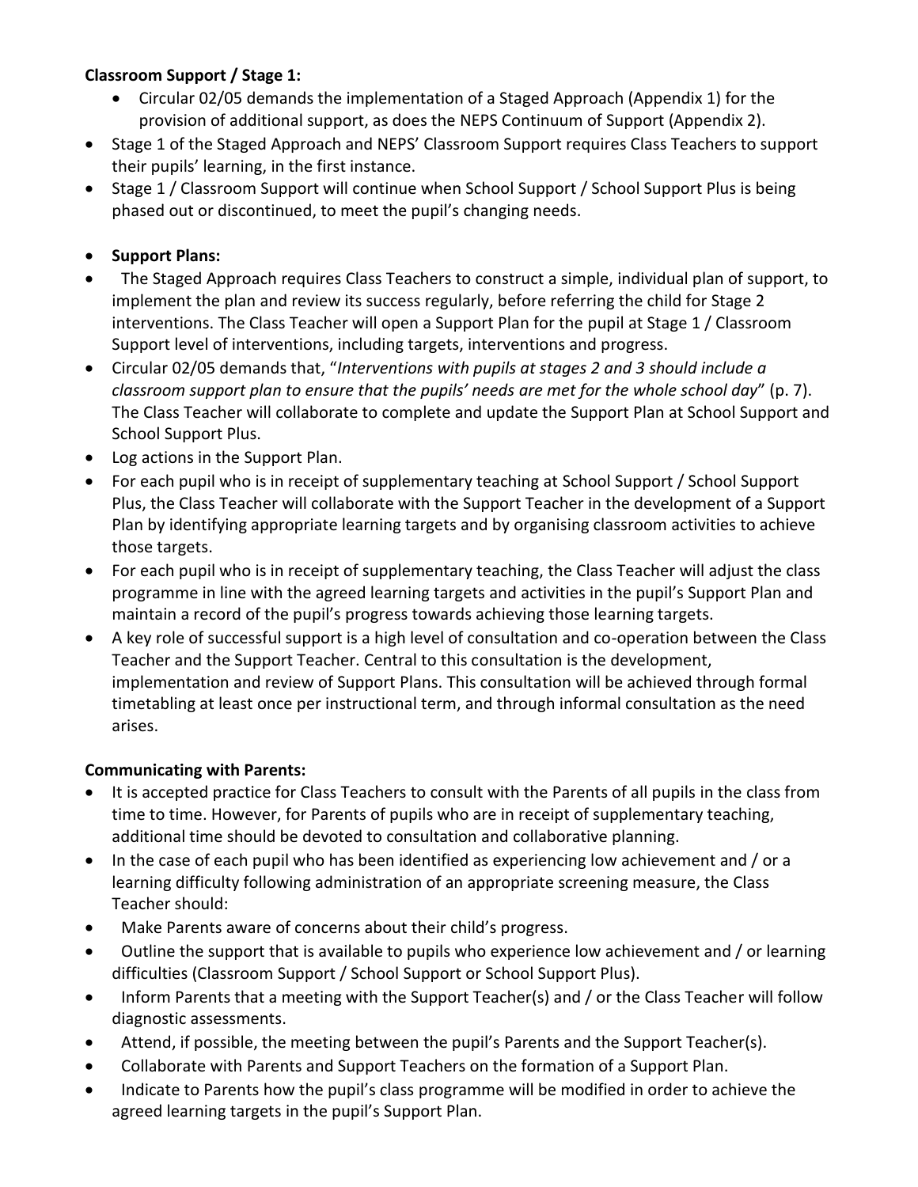**Classroom Support / Stage 1:**

- Circular 02/05 demands the implementation of a Staged Approach (Appendix 1) for the provision of additional support, as does the NEPS Continuum of Support (Appendix 2).
- Stage 1 of the Staged Approach and NEPS' Classroom Support requires Class Teachers to support their pupils' learning, in the first instance.
- Stage 1 / Classroom Support will continue when School Support / School Support Plus is being phased out or discontinued, to meet the pupil's changing needs.

- **Support Plans:**
- The Staged Approach requires Class Teachers to construct a simple, individual plan of support, to implement the plan and review its success regularly, before referring the child for Stage 2 interventions. The Class Teacher will open a Support Plan for the pupil at Stage 1 / Classroom Support level of interventions, including targets, interventions and progress.
- Circular 02/05 demands that, "*Interventions with pupils at stages 2 and 3 should include a classroom support plan to ensure that the pupils' needs are met for the whole school day*" (p. 7). The Class Teacher will collaborate to complete and update the Support Plan at School Support and School Support Plus.
- Log actions in the Support Plan.
- For each pupil who is in receipt of supplementary teaching at School Support / School Support Plus, the Class Teacher will collaborate with the Support Teacher in the development of a Support Plan by identifying appropriate learning targets and by organising classroom activities to achieve those targets.
- For each pupil who is in receipt of supplementary teaching, the Class Teacher will adjust the class programme in line with the agreed learning targets and activities in the pupil's Support Plan and maintain a record of the pupil's progress towards achieving those learning targets.
- A key role of successful support is a high level of consultation and co-operation between the Class Teacher and the Support Teacher. Central to this consultation is the development, implementation and review of Support Plans. This consultation will be achieved through formal timetabling at least once per instructional term, and through informal consultation as the need arises.

**Communicating with Parents:**

- It is accepted practice for Class Teachers to consult with the Parents of all pupils in the class from time to time. However, for Parents of pupils who are in receipt of supplementary teaching, additional time should be devoted to consultation and collaborative planning.
- In the case of each pupil who has been identified as experiencing low achievement and / or a learning difficulty following administration of an appropriate screening measure, the Class Teacher should:
- Make Parents aware of concerns about their child's progress.
- Outline the support that is available to pupils who experience low achievement and / or learning difficulties (Classroom Support / School Support or School Support Plus).
- Inform Parents that a meeting with the Support Teacher(s) and / or the Class Teacher will follow diagnostic assessments.
- Attend, if possible, the meeting between the pupil's Parents and the Support Teacher(s).
- Collaborate with Parents and Support Teachers on the formation of a Support Plan.
- Indicate to Parents how the pupil's class programme will be modified in order to achieve the agreed learning targets in the pupil's Support Plan.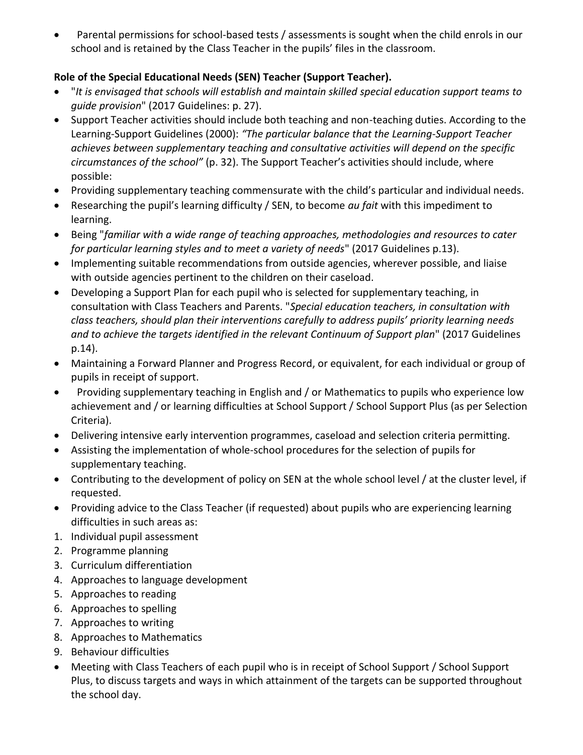- Parental permissions for school-based tests / assessments is sought when the child enrols in our school and is retained by the Class Teacher in the pupils' files in the classroom.

**Role of the Special Educational Needs (SEN) Teacher (Support Teacher).**

- "*It is envisaged that schools will establish and maintain skilled special education support teams to guide provision*" (2017 Guidelines: p. 27).
- Support Teacher activities should include both teaching and non-teaching duties. According to the Learning-Support Guidelines (2000): *"The particular balance that the Learning-Support Teacher achieves between supplementary teaching and consultative activities will depend on the specific circumstances of the school"* (p. 32). The Support Teacher's activities should include, where possible:
- Providing supplementary teaching commensurate with the child's particular and individual needs.
- Researching the pupil's learning difficulty / SEN, to become *au fait* with this impediment to learning.
- Being "*familiar with a wide range of teaching approaches, methodologies and resources to cater for particular learning styles and to meet a variety of needs*" (2017 Guidelines p.13).
- Implementing suitable recommendations from outside agencies, wherever possible, and liaise with outside agencies pertinent to the children on their caseload.
- Developing a Support Plan for each pupil who is selected for supplementary teaching, in consultation with Class Teachers and Parents. "*Special education teachers, in consultation with class teachers, should plan their interventions carefully to address pupils' priority learning needs and to achieve the targets identified in the relevant Continuum of Support plan*" (2017 Guidelines p.14).
- Maintaining a Forward Planner and Progress Record, or equivalent, for each individual or group of pupils in receipt of support.
- Providing supplementary teaching in English and / or Mathematics to pupils who experience low achievement and / or learning difficulties at School Support / School Support Plus (as per Selection Criteria).
- Delivering intensive early intervention programmes, caseload and selection criteria permitting.
- Assisting the implementation of whole-school procedures for the selection of pupils for supplementary teaching.
- Contributing to the development of policy on SEN at the whole school level / at the cluster level, if requested.
- Providing advice to the Class Teacher (if requested) about pupils who are experiencing learning difficulties in such areas as:

1. Individual pupil assessment
2. Programme planning
3. Curriculum differentiation
4. Approaches to language development
5. Approaches to reading
6. Approaches to spelling
7. Approaches to writing
8. Approaches to Mathematics
9. Behaviour difficulties

- Meeting with Class Teachers of each pupil who is in receipt of School Support / School Support Plus, to discuss targets and ways in which attainment of the targets can be supported throughout the school day.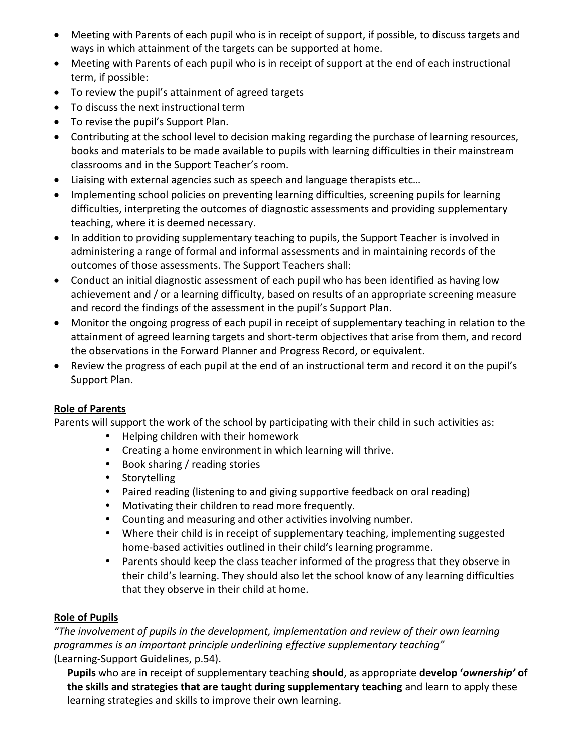- Meeting with Parents of each pupil who is in receipt of support, if possible, to discuss targets and ways in which attainment of the targets can be supported at home.
- Meeting with Parents of each pupil who is in receipt of support at the end of each instructional term, if possible:
- To review the pupil's attainment of agreed targets
- To discuss the next instructional term
- To revise the pupil's Support Plan.
- Contributing at the school level to decision making regarding the purchase of learning resources, books and materials to be made available to pupils with learning difficulties in their mainstream classrooms and in the Support Teacher's room.
- Liaising with external agencies such as speech and language therapists etc…
- Implementing school policies on preventing learning difficulties, screening pupils for learning difficulties, interpreting the outcomes of diagnostic assessments and providing supplementary teaching, where it is deemed necessary.
- In addition to providing supplementary teaching to pupils, the Support Teacher is involved in administering a range of formal and informal assessments and in maintaining records of the outcomes of those assessments. The Support Teachers shall:
- Conduct an initial diagnostic assessment of each pupil who has been identified as having low achievement and / or a learning difficulty, based on results of an appropriate screening measure and record the findings of the assessment in the pupil's Support Plan.
- Monitor the ongoing progress of each pupil in receipt of supplementary teaching in relation to the attainment of agreed learning targets and short-term objectives that arise from them, and record the observations in the Forward Planner and Progress Record, or equivalent.
- Review the progress of each pupil at the end of an instructional term and record it on the pupil's Support Plan.

**Role of Parents**

Parents will support the work of the school by participating with their child in such activities as:

- Helping children with their homework
- Creating a home environment in which learning will thrive.
- Book sharing / reading stories
- Storytelling
- Paired reading (listening to and giving supportive feedback on oral reading)
- Motivating their children to read more frequently.
- Counting and measuring and other activities involving number.
- Where their child is in receipt of supplementary teaching, implementing suggested home-based activities outlined in their child's learning programme.
- Parents should keep the class teacher informed of the progress that they observe in their child's learning. They should also let the school know of any learning difficulties that they observe in their child at home.

**Role of Pupils**

*"The involvement of pupils in the development, implementation and review of their own learning programmes is an important principle underlining effective supplementary teaching"* (Learning-Support Guidelines, p.54).

**Pupils** who are in receipt of supplementary teaching **should**, as appropriate **develop '*ownership*' of the skills and strategies that are taught during supplementary teaching** and learn to apply these learning strategies and skills to improve their own learning.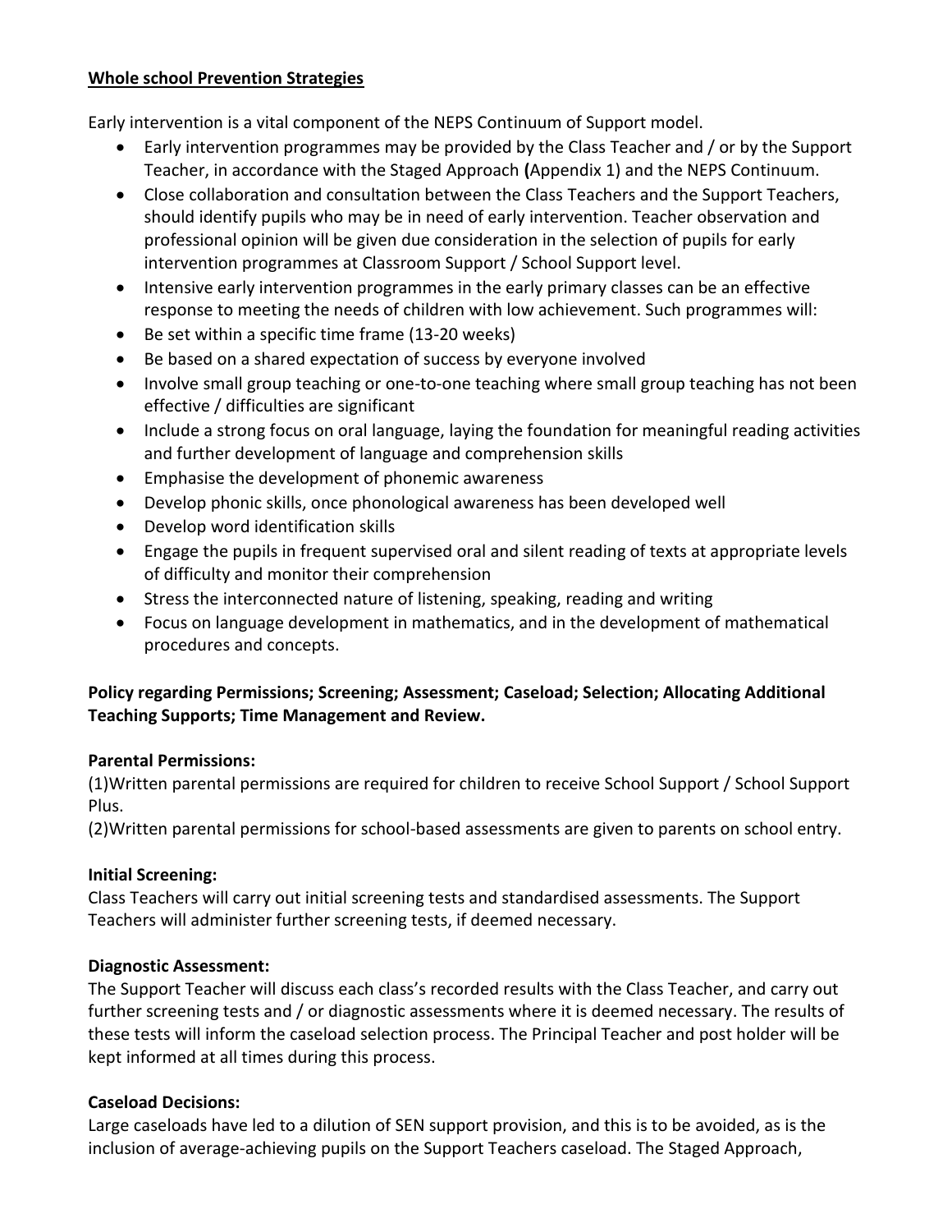**Whole school Prevention Strategies**

Early intervention is a vital component of the NEPS Continuum of Support model.

- Early intervention programmes may be provided by the Class Teacher and / or by the Support Teacher, in accordance with the Staged Approach **(**Appendix 1) and the NEPS Continuum.
- Close collaboration and consultation between the Class Teachers and the Support Teachers, should identify pupils who may be in need of early intervention. Teacher observation and professional opinion will be given due consideration in the selection of pupils for early intervention programmes at Classroom Support / School Support level.
- Intensive early intervention programmes in the early primary classes can be an effective response to meeting the needs of children with low achievement. Such programmes will:
- Be set within a specific time frame (13-20 weeks)
- Be based on a shared expectation of success by everyone involved
- Involve small group teaching or one-to-one teaching where small group teaching has not been effective / difficulties are significant
- Include a strong focus on oral language, laying the foundation for meaningful reading activities and further development of language and comprehension skills
- Emphasise the development of phonemic awareness
- Develop phonic skills, once phonological awareness has been developed well
- Develop word identification skills
- Engage the pupils in frequent supervised oral and silent reading of texts at appropriate levels of difficulty and monitor their comprehension
- Stress the interconnected nature of listening, speaking, reading and writing
- Focus on language development in mathematics, and in the development of mathematical procedures and concepts.

**Policy regarding Permissions; Screening; Assessment; Caseload; Selection; Allocating Additional Teaching Supports; Time Management and Review.**

**Parental Permissions:**

(1)Written parental permissions are required for children to receive School Support / School Support Plus.

(2)Written parental permissions for school-based assessments are given to parents on school entry.

**Initial Screening:**

Class Teachers will carry out initial screening tests and standardised assessments. The Support Teachers will administer further screening tests, if deemed necessary.

**Diagnostic Assessment:**

The Support Teacher will discuss each class's recorded results with the Class Teacher, and carry out further screening tests and / or diagnostic assessments where it is deemed necessary. The results of these tests will inform the caseload selection process. The Principal Teacher and post holder will be kept informed at all times during this process.

**Caseload Decisions:**

Large caseloads have led to a dilution of SEN support provision, and this is to be avoided, as is the inclusion of average-achieving pupils on the Support Teachers caseload. The Staged Approach,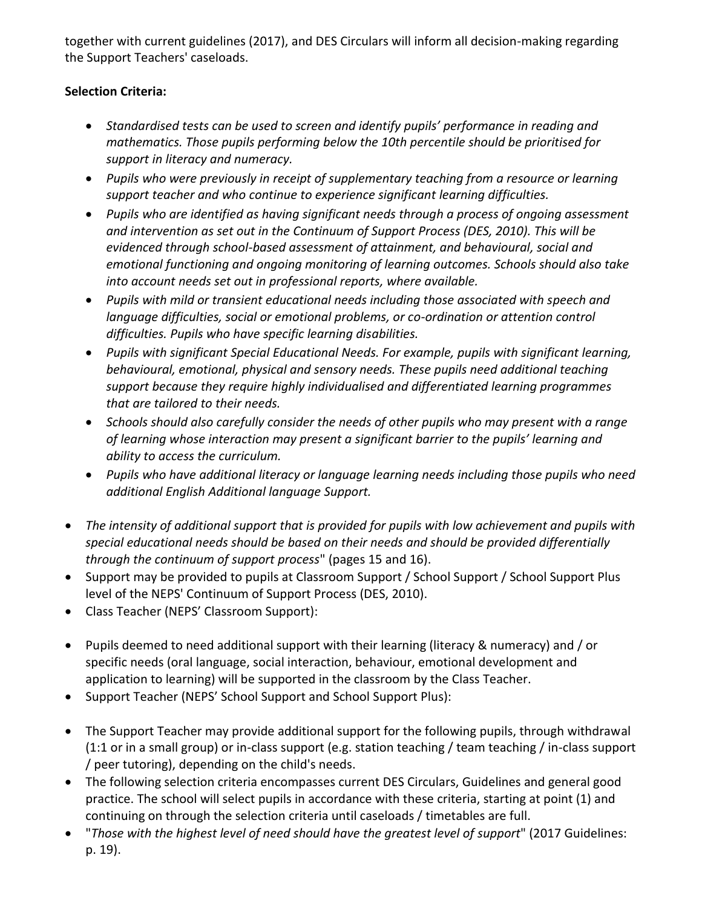together with current guidelines (2017), and DES Circulars will inform all decision-making regarding the Support Teachers' caseloads.

**Selection Criteria:**

- *Standardised tests can be used to screen and identify pupils' performance in reading and mathematics. Those pupils performing below the 10th percentile should be prioritised for support in literacy and numeracy.*
- *Pupils who were previously in receipt of supplementary teaching from a resource or learning support teacher and who continue to experience significant learning difficulties.*
- *Pupils who are identified as having significant needs through a process of ongoing assessment and intervention as set out in the Continuum of Support Process (DES, 2010). This will be evidenced through school-based assessment of attainment, and behavioural, social and emotional functioning and ongoing monitoring of learning outcomes. Schools should also take into account needs set out in professional reports, where available.*
- *Pupils with mild or transient educational needs including those associated with speech and language difficulties, social or emotional problems, or co-ordination or attention control difficulties. Pupils who have specific learning disabilities.*
- *Pupils with significant Special Educational Needs. For example, pupils with significant learning, behavioural, emotional, physical and sensory needs. These pupils need additional teaching support because they require highly individualised and differentiated learning programmes that are tailored to their needs.*
- *Schools should also carefully consider the needs of other pupils who may present with a range of learning whose interaction may present a significant barrier to the pupils' learning and ability to access the curriculum.*
- *Pupils who have additional literacy or language learning needs including those pupils who need additional English Additional language Support.*

- *The intensity of additional support that is provided for pupils with low achievement and pupils with special educational needs should be based on their needs and should be provided differentially through the continuum of support process*" (pages 15 and 16).
- Support may be provided to pupils at Classroom Support / School Support / School Support Plus level of the NEPS' Continuum of Support Process (DES, 2010).
- Class Teacher (NEPS' Classroom Support):

- Pupils deemed to need additional support with their learning (literacy & numeracy) and / or specific needs (oral language, social interaction, behaviour, emotional development and application to learning) will be supported in the classroom by the Class Teacher.
- Support Teacher (NEPS' School Support and School Support Plus):

- The Support Teacher may provide additional support for the following pupils, through withdrawal (1:1 or in a small group) or in-class support (e.g. station teaching / team teaching / in-class support / peer tutoring), depending on the child's needs.
- The following selection criteria encompasses current DES Circulars, Guidelines and general good practice. The school will select pupils in accordance with these criteria, starting at point (1) and continuing on through the selection criteria until caseloads / timetables are full.
- "*Those with the highest level of need should have the greatest level of support*" (2017 Guidelines: p. 19).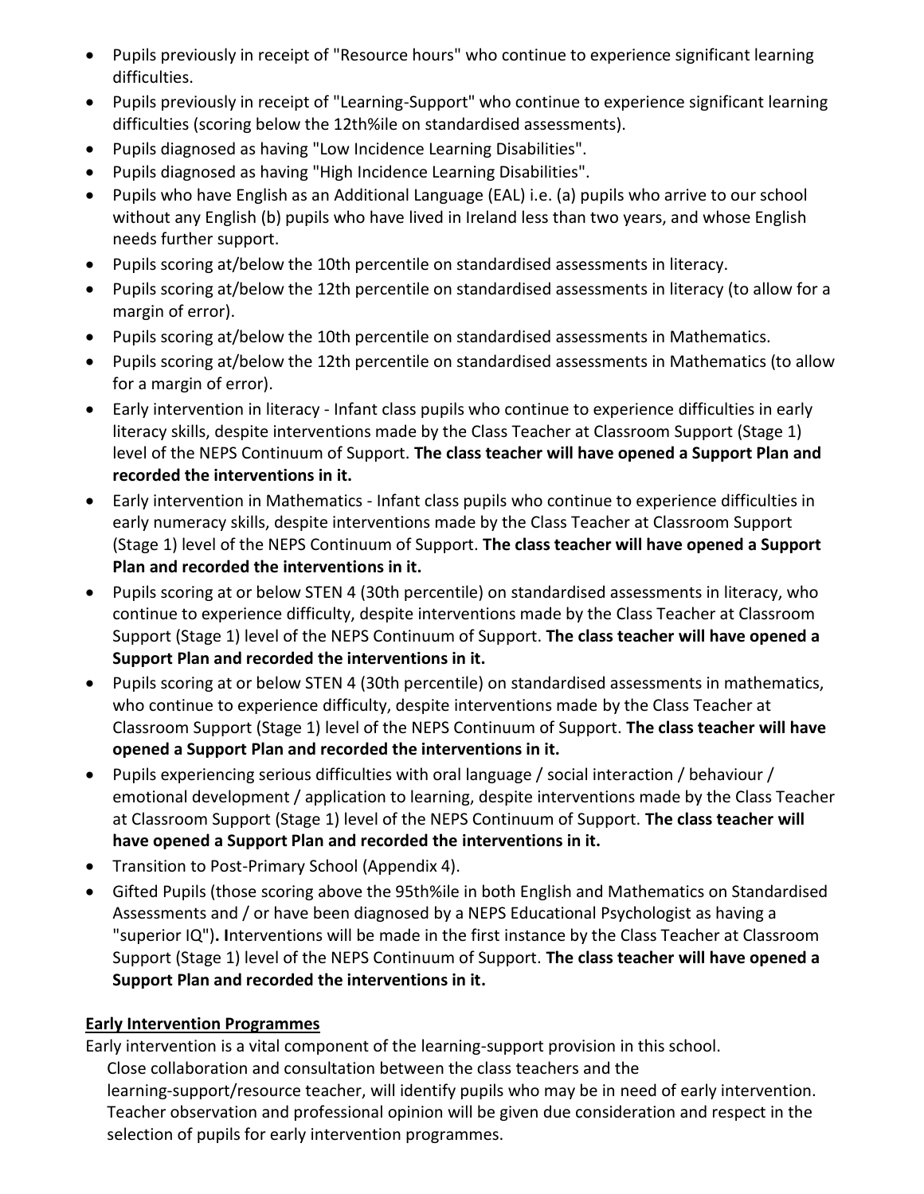- Pupils previously in receipt of "Resource hours" who continue to experience significant learning difficulties.
- Pupils previously in receipt of "Learning-Support" who continue to experience significant learning difficulties (scoring below the 12th%ile on standardised assessments).
- Pupils diagnosed as having "Low Incidence Learning Disabilities".
- Pupils diagnosed as having "High Incidence Learning Disabilities".
- Pupils who have English as an Additional Language (EAL) i.e. (a) pupils who arrive to our school without any English (b) pupils who have lived in Ireland less than two years, and whose English needs further support.
- Pupils scoring at/below the 10th percentile on standardised assessments in literacy.
- Pupils scoring at/below the 12th percentile on standardised assessments in literacy (to allow for a margin of error).
- Pupils scoring at/below the 10th percentile on standardised assessments in Mathematics.
- Pupils scoring at/below the 12th percentile on standardised assessments in Mathematics (to allow for a margin of error).
- Early intervention in literacy - Infant class pupils who continue to experience difficulties in early literacy skills, despite interventions made by the Class Teacher at Classroom Support (Stage 1) level of the NEPS Continuum of Support. **The class teacher will have opened a Support Plan and recorded the interventions in it.**
- Early intervention in Mathematics - Infant class pupils who continue to experience difficulties in early numeracy skills, despite interventions made by the Class Teacher at Classroom Support (Stage 1) level of the NEPS Continuum of Support. **The class teacher will have opened a Support Plan and recorded the interventions in it.**
- Pupils scoring at or below STEN 4 (30th percentile) on standardised assessments in literacy, who continue to experience difficulty, despite interventions made by the Class Teacher at Classroom Support (Stage 1) level of the NEPS Continuum of Support. **The class teacher will have opened a Support Plan and recorded the interventions in it.**
- Pupils scoring at or below STEN 4 (30th percentile) on standardised assessments in mathematics, who continue to experience difficulty, despite interventions made by the Class Teacher at Classroom Support (Stage 1) level of the NEPS Continuum of Support. **The class teacher will have opened a Support Plan and recorded the interventions in it.**
- Pupils experiencing serious difficulties with oral language / social interaction / behaviour / emotional development / application to learning, despite interventions made by the Class Teacher at Classroom Support (Stage 1) level of the NEPS Continuum of Support. **The class teacher will have opened a Support Plan and recorded the interventions in it.**
- Transition to Post-Primary School (Appendix 4).
- Gifted Pupils (those scoring above the 95th%ile in both English and Mathematics on Standardised Assessments and / or have been diagnosed by a NEPS Educational Psychologist as having a "superior IQ")**. I**nterventions will be made in the first instance by the Class Teacher at Classroom Support (Stage 1) level of the NEPS Continuum of Support. **The class teacher will have opened a Support Plan and recorded the interventions in it.**

**Early Intervention Programmes**

Early intervention is a vital component of the learning-support provision in this school.

Close collaboration and consultation between the class teachers and the learning-support/resource teacher, will identify pupils who may be in need of early intervention. Teacher observation and professional opinion will be given due consideration and respect in the selection of pupils for early intervention programmes.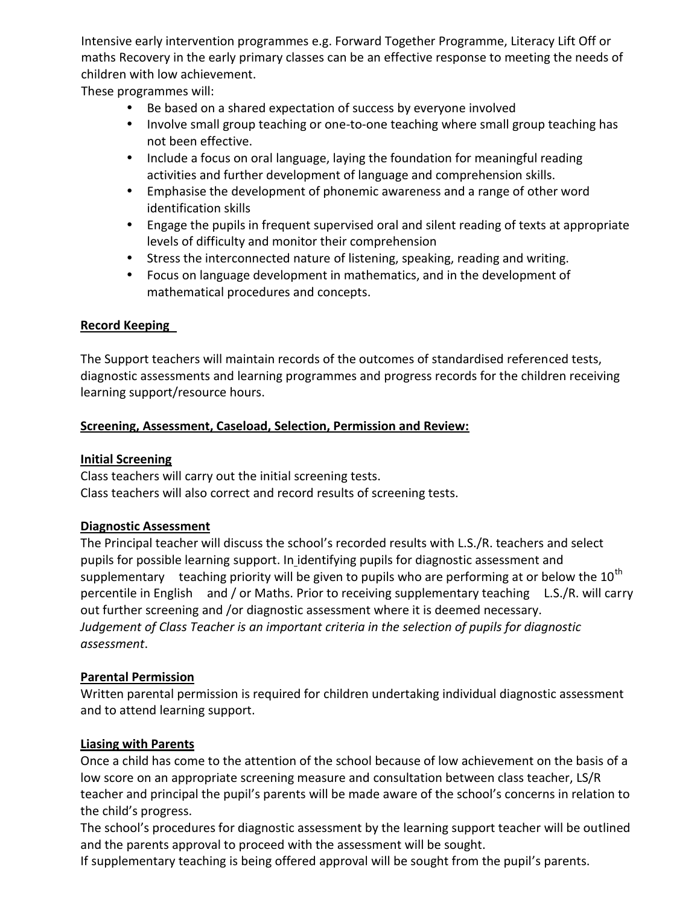Intensive early intervention programmes e.g. Forward Together Programme, Literacy Lift Off or maths Recovery in the early primary classes can be an effective response to meeting the needs of children with low achievement.

These programmes will:

- Be based on a shared expectation of success by everyone involved
- Involve small group teaching or one-to-one teaching where small group teaching has not been effective.
- Include a focus on oral language, laying the foundation for meaningful reading activities and further development of language and comprehension skills.
- Emphasise the development of phonemic awareness and a range of other word identification skills
- Engage the pupils in frequent supervised oral and silent reading of texts at appropriate levels of difficulty and monitor their comprehension
- Stress the interconnected nature of listening, speaking, reading and writing.
- Focus on language development in mathematics, and in the development of mathematical procedures and concepts.

**Record Keeping**

The Support teachers will maintain records of the outcomes of standardised referenced tests, diagnostic assessments and learning programmes and progress records for the children receiving learning support/resource hours.

**Screening, Assessment, Caseload, Selection, Permission and Review:**

**Initial Screening**

Class teachers will carry out the initial screening tests.
Class teachers will also correct and record results of screening tests.

**Diagnostic Assessment**

The Principal teacher will discuss the school's recorded results with L.S./R. teachers and select pupils for possible learning support. In identifying pupils for diagnostic assessment and supplementary teaching priority will be given to pupils who are performing at or below the 10th percentile in English and / or Maths. Prior to receiving supplementary teaching L.S./R. will carry out further screening and /or diagnostic assessment where it is deemed necessary.
*Judgement of Class Teacher is an important criteria in the selection of pupils for diagnostic assessment*.

**Parental Permission**

Written parental permission is required for children undertaking individual diagnostic assessment and to attend learning support.

**Liasing with Parents**

Once a child has come to the attention of the school because of low achievement on the basis of a low score on an appropriate screening measure and consultation between class teacher, LS/R teacher and principal the pupil's parents will be made aware of the school's concerns in relation to the child's progress.

The school's procedures for diagnostic assessment by the learning support teacher will be outlined and the parents approval to proceed with the assessment will be sought.

If supplementary teaching is being offered approval will be sought from the pupil's parents.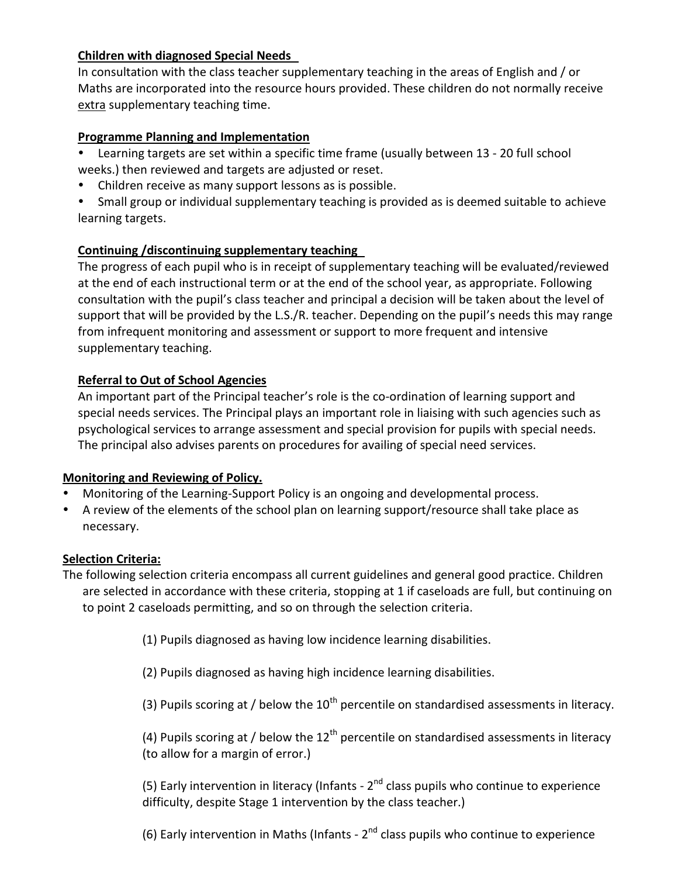**Children with diagnosed Special Needs**

In consultation with the class teacher supplementary teaching in the areas of English and / or Maths are incorporated into the resource hours provided. These children do not normally receive <u>extra</u> supplementary teaching time.

**Programme Planning and Implementation**

- Learning targets are set within a specific time frame (usually between 13 - 20 full school weeks.) then reviewed and targets are adjusted or reset.
- Children receive as many support lessons as is possible.
- Small group or individual supplementary teaching is provided as is deemed suitable to achieve learning targets.

**Continuing /discontinuing supplementary teaching**

The progress of each pupil who is in receipt of supplementary teaching will be evaluated/reviewed at the end of each instructional term or at the end of the school year, as appropriate. Following consultation with the pupil's class teacher and principal a decision will be taken about the level of support that will be provided by the L.S./R. teacher. Depending on the pupil's needs this may range from infrequent monitoring and assessment or support to more frequent and intensive supplementary teaching.

**Referral to Out of School Agencies**

An important part of the Principal teacher's role is the co-ordination of learning support and special needs services. The Principal plays an important role in liaising with such agencies such as psychological services to arrange assessment and special provision for pupils with special needs. The principal also advises parents on procedures for availing of special need services.

**Monitoring and Reviewing of Policy.**

- Monitoring of the Learning-Support Policy is an ongoing and developmental process.
- A review of the elements of the school plan on learning support/resource shall take place as necessary.

**Selection Criteria:**

The following selection criteria encompass all current guidelines and general good practice. Children are selected in accordance with these criteria, stopping at 1 if caseloads are full, but continuing on to point 2 caseloads permitting, and so on through the selection criteria.

(1) Pupils diagnosed as having low incidence learning disabilities.

(2) Pupils diagnosed as having high incidence learning disabilities.

(3) Pupils scoring at / below the 10th percentile on standardised assessments in literacy.

(4) Pupils scoring at / below the 12th percentile on standardised assessments in literacy (to allow for a margin of error.)

(5) Early intervention in literacy (Infants - 2nd class pupils who continue to experience difficulty, despite Stage 1 intervention by the class teacher.)

(6) Early intervention in Maths (Infants - 2nd class pupils who continue to experience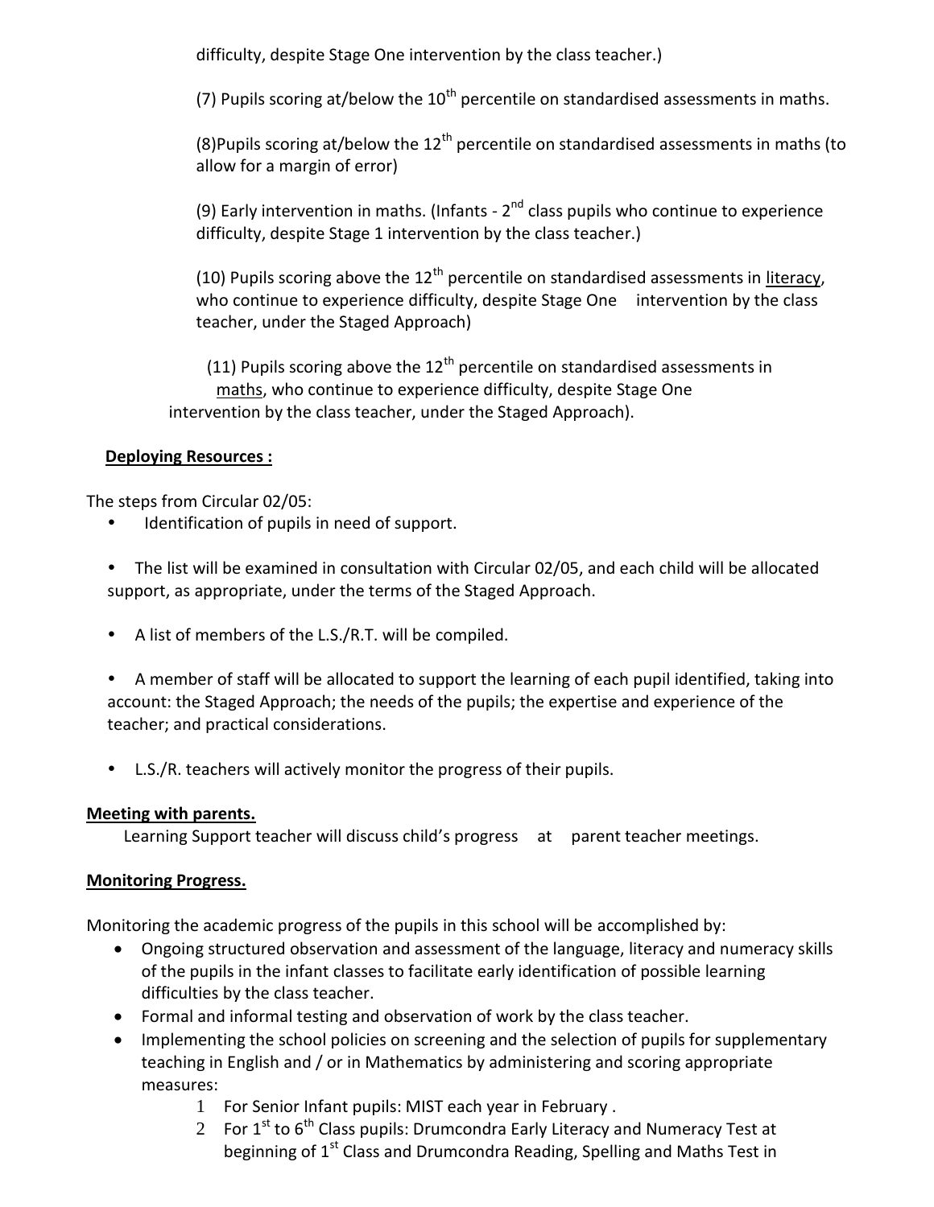difficulty, despite Stage One intervention by the class teacher.)

(7) Pupils scoring at/below the 10th percentile on standardised assessments in maths.

(8)Pupils scoring at/below the 12th percentile on standardised assessments in maths (to allow for a margin of error)

(9) Early intervention in maths. (Infants - 2nd class pupils who continue to experience difficulty, despite Stage 1 intervention by the class teacher.)

(10) Pupils scoring above the 12th percentile on standardised assessments in literacy, who continue to experience difficulty, despite Stage One intervention by the class teacher, under the Staged Approach)

(11) Pupils scoring above the 12th percentile on standardised assessments in maths, who continue to experience difficulty, despite Stage One intervention by the class teacher, under the Staged Approach).

**Deploying Resources :**

The steps from Circular 02/05:

- Identification of pupils in need of support.
- The list will be examined in consultation with Circular 02/05, and each child will be allocated support, as appropriate, under the terms of the Staged Approach.
- A list of members of the L.S./R.T. will be compiled.
- A member of staff will be allocated to support the learning of each pupil identified, taking into account: the Staged Approach; the needs of the pupils; the expertise and experience of the teacher; and practical considerations.
- L.S./R. teachers will actively monitor the progress of their pupils.

**Meeting with parents.**

Learning Support teacher will discuss child's progress at parent teacher meetings.

**Monitoring Progress.**

Monitoring the academic progress of the pupils in this school will be accomplished by:

- Ongoing structured observation and assessment of the language, literacy and numeracy skills of the pupils in the infant classes to facilitate early identification of possible learning difficulties by the class teacher.
- Formal and informal testing and observation of work by the class teacher.
- Implementing the school policies on screening and the selection of pupils for supplementary teaching in English and / or in Mathematics by administering and scoring appropriate measures:
    1. For Senior Infant pupils: MIST each year in February .
    2. For 1st to 6th Class pupils: Drumcondra Early Literacy and Numeracy Test at beginning of 1st Class and Drumcondra Reading, Spelling and Maths Test in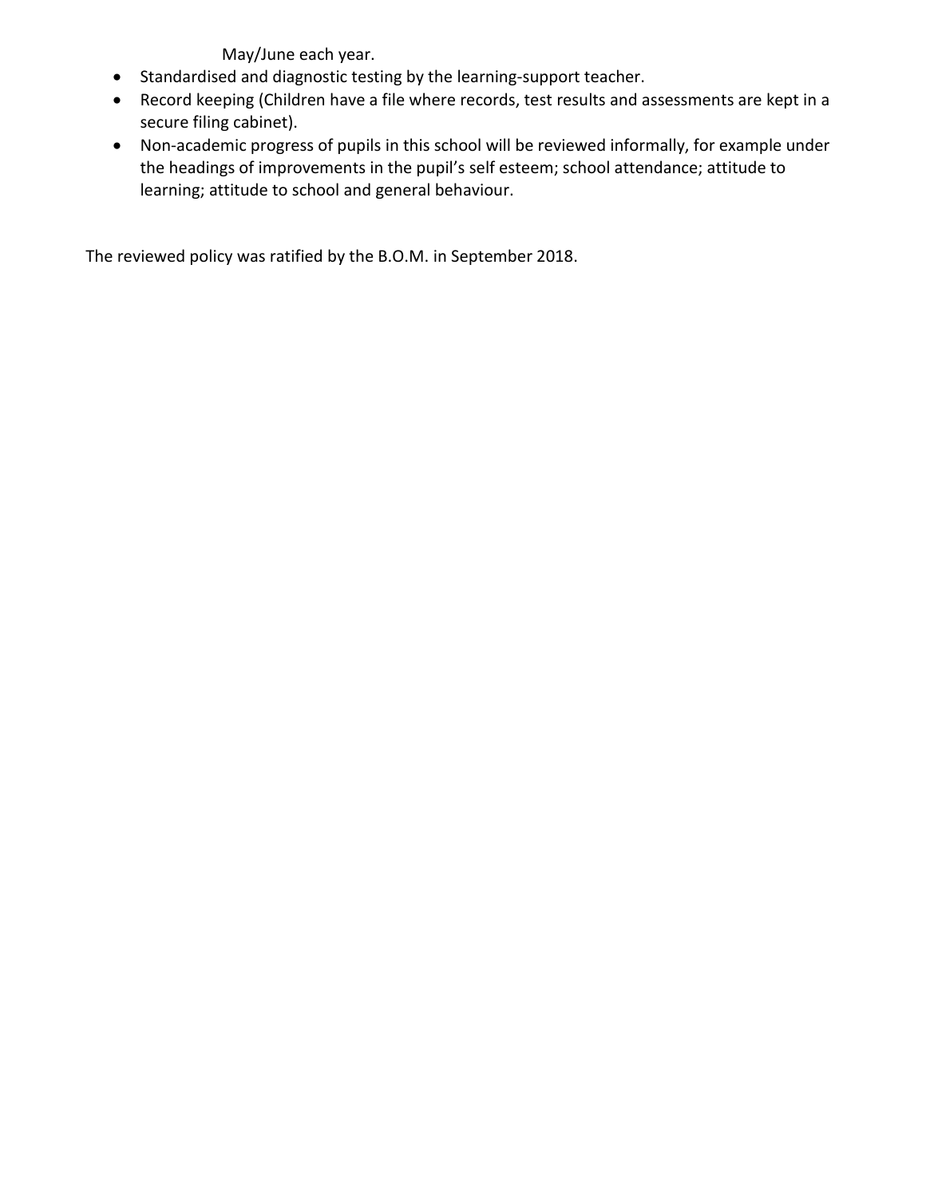May/June each year.

- Standardised and diagnostic testing by the learning-support teacher.
- Record keeping (Children have a file where records, test results and assessments are kept in a secure filing cabinet).
- Non-academic progress of pupils in this school will be reviewed informally, for example under the headings of improvements in the pupil's self esteem; school attendance; attitude to learning; attitude to school and general behaviour.

The reviewed policy was ratified by the B.O.M. in September 2018.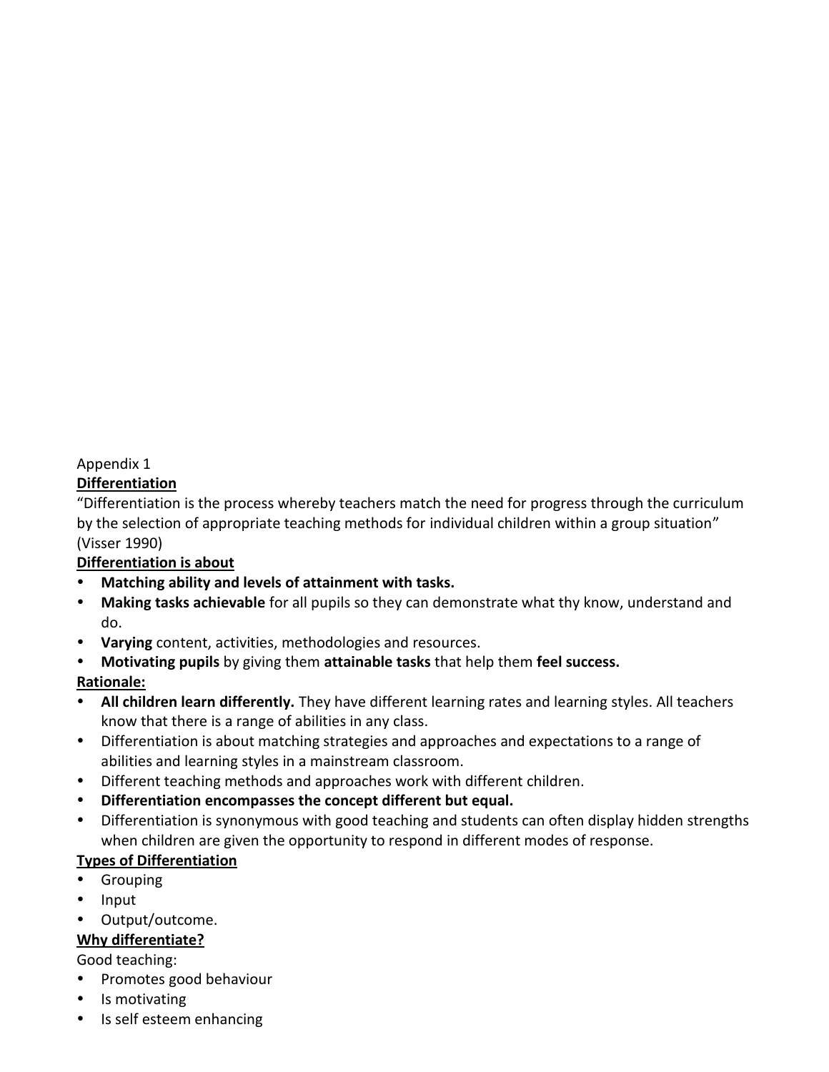Appendix 1

**Differentiation**

"Differentiation is the process whereby teachers match the need for progress through the curriculum by the selection of appropriate teaching methods for individual children within a group situation" (Visser 1990)

**Differentiation is about**

- **Matching ability and levels of attainment with tasks.**
- **Making tasks achievable** for all pupils so they can demonstrate what thy know, understand and do.
- **Varying** content, activities, methodologies and resources.
- **Motivating pupils** by giving them **attainable tasks** that help them **feel success.**

**Rationale:**

- **All children learn differently.** They have different learning rates and learning styles. All teachers know that there is a range of abilities in any class.
- Differentiation is about matching strategies and approaches and expectations to a range of abilities and learning styles in a mainstream classroom.
- Different teaching methods and approaches work with different children.
- **Differentiation encompasses the concept different but equal.**
- Differentiation is synonymous with good teaching and students can often display hidden strengths when children are given the opportunity to respond in different modes of response.

**Types of Differentiation**

- Grouping
- Input
- Output/outcome.

**Why differentiate?**

Good teaching:

- Promotes good behaviour
- Is motivating
- Is self esteem enhancing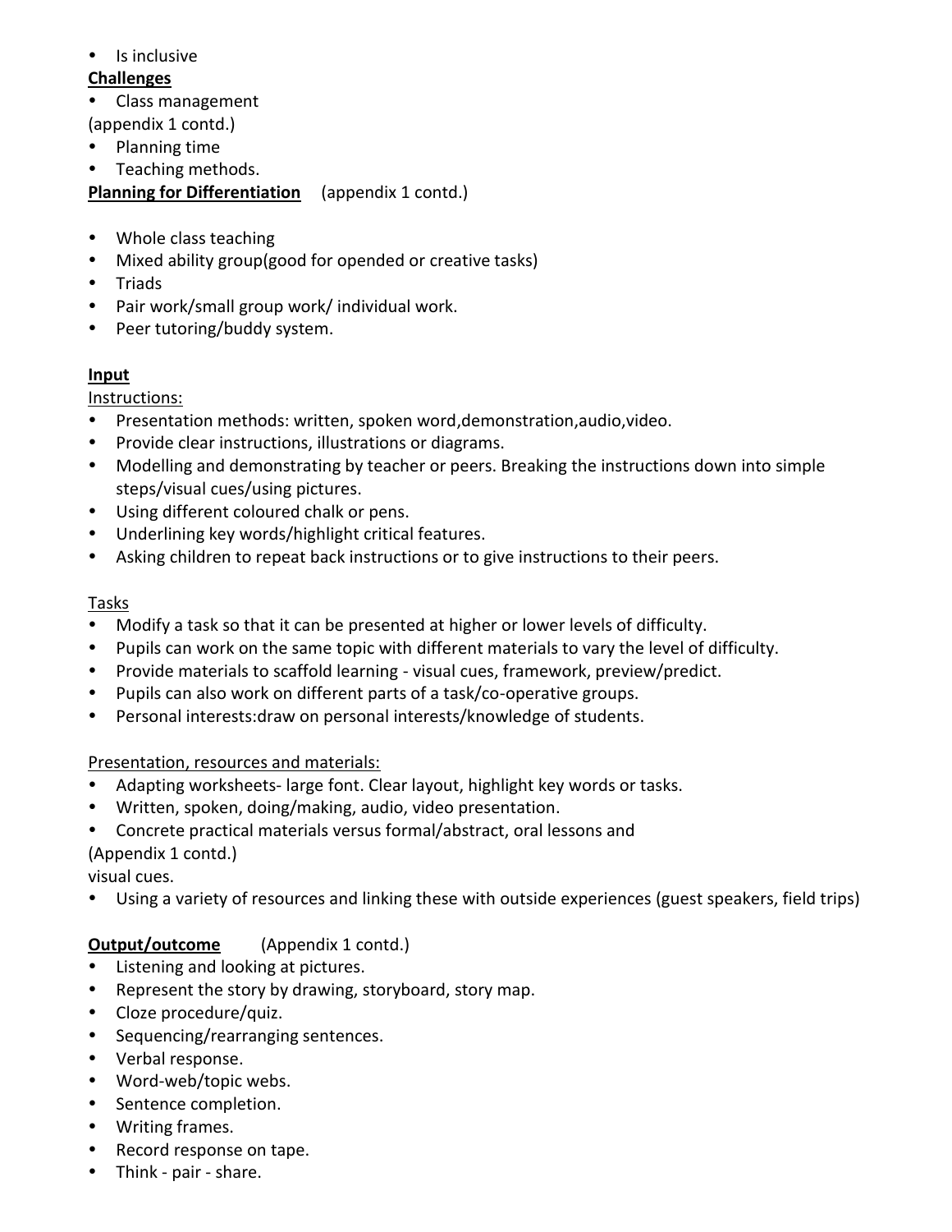- Is inclusive

**Challenges**

- Class management

(appendix 1 contd.)

- Planning time
- Teaching methods.

**Planning for Differentiation** (appendix 1 contd.)

- Whole class teaching
- Mixed ability group(good for opended or creative tasks)
- Triads
- Pair work/small group work/ individual work.
- Peer tutoring/buddy system.

**Input**

Instructions:

- Presentation methods: written, spoken word,demonstration,audio,video.
- Provide clear instructions, illustrations or diagrams.
- Modelling and demonstrating by teacher or peers. Breaking the instructions down into simple steps/visual cues/using pictures.
- Using different coloured chalk or pens.
- Underlining key words/highlight critical features.
- Asking children to repeat back instructions or to give instructions to their peers.

Tasks

- Modify a task so that it can be presented at higher or lower levels of difficulty.
- Pupils can work on the same topic with different materials to vary the level of difficulty.
- Provide materials to scaffold learning - visual cues, framework, preview/predict.
- Pupils can also work on different parts of a task/co-operative groups.
- Personal interests:draw on personal interests/knowledge of students.

Presentation, resources and materials:

- Adapting worksheets- large font. Clear layout, highlight key words or tasks.
- Written, spoken, doing/making, audio, video presentation.
- Concrete practical materials versus formal/abstract, oral lessons and

(Appendix 1 contd.)

visual cues.

- Using a variety of resources and linking these with outside experiences (guest speakers, field trips)

**Output/outcome** (Appendix 1 contd.)

- Listening and looking at pictures.
- Represent the story by drawing, storyboard, story map.
- Cloze procedure/quiz.
- Sequencing/rearranging sentences.
- Verbal response.
- Word-web/topic webs.
- Sentence completion.
- Writing frames.
- Record response on tape.
- Think - pair - share.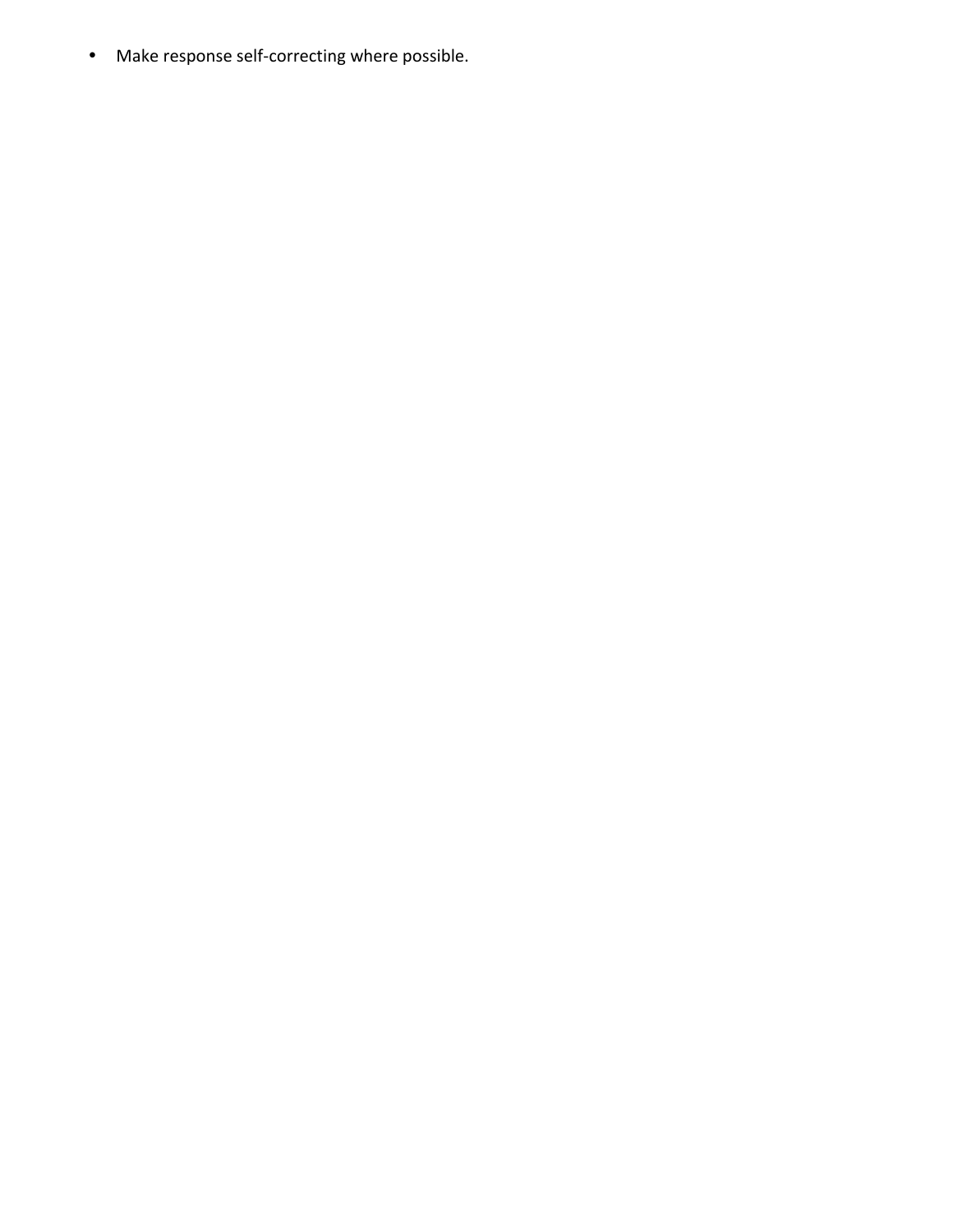- Make response self-correcting where possible.